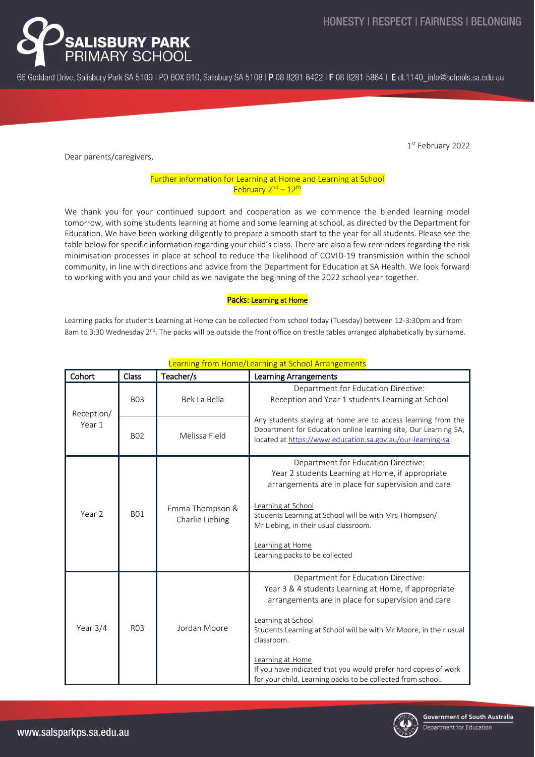1st February 2022

Dear parents/caregivers,

## Further information for Learning at Home and Learning at School February 2nd – 12th

We thank you for your continued support and cooperation as we commence the blended learning model tomorrow, with some students learning at home and some learning at school, as directed by the Department for Education. We have been working diligently to prepare a smooth start to the year for all students. Please see the table below for specific information regarding your child's class. There are also a few reminders regarding the risk minimisation processes in place at school to reduce the likelihood of COVID-19 transmission within the school community, in line with directions and advice from the Department for Education at SA Health. We look forward to working with you and your child as we navigate the beginning of the 2022 school year together.

### Packs: Learning at Home

Learning packs for students Learning at Home can be collected from school today (Tuesday) between 12-3:30pm and from 8am to 3:30 Wednesday 2nd. The packs will be outside the front office on trestle tables arranged alphabetically by surname.

**Learning from Home/Learning at School Arrangements**

| Cohort | Class | Teacher/s | Learning Arrangements |
|---|---|---|---|
| Reception/ Year 1 | B03 | Bek La Bella | Department for Education Directive: Reception and Year 1 students Learning at School |
| | B02 | Melissa Field | Any students staying at home are to access learning from the Department for Education online learning site, Our Learning SA, located at https://www.education.sa.gov.au/our-learning-sa |
| Year 2 | B01 | Emma Thompson & Charlie Liebing | Department for Education Directive: Year 2 students Learning at Home, if appropriate arrangements are in place for supervision and care<br><br>Learning at School<br>Students Learning at School will be with Mrs Thompson/ Mr Liebing, in their usual classroom.<br><br>Learning at Home<br>Learning packs to be collected |
| Year 3/4 | R03 | Jordan Moore | Department for Education Directive: Year 3 & 4 students Learning at Home, if appropriate arrangements are in place for supervision and care<br><br>Learning at School<br>Students Learning at School will be with Mr Moore, in their usual classroom.<br><br>Learning at Home<br>If you have indicated that you would prefer hard copies of work for your child, Learning packs to be collected from school. |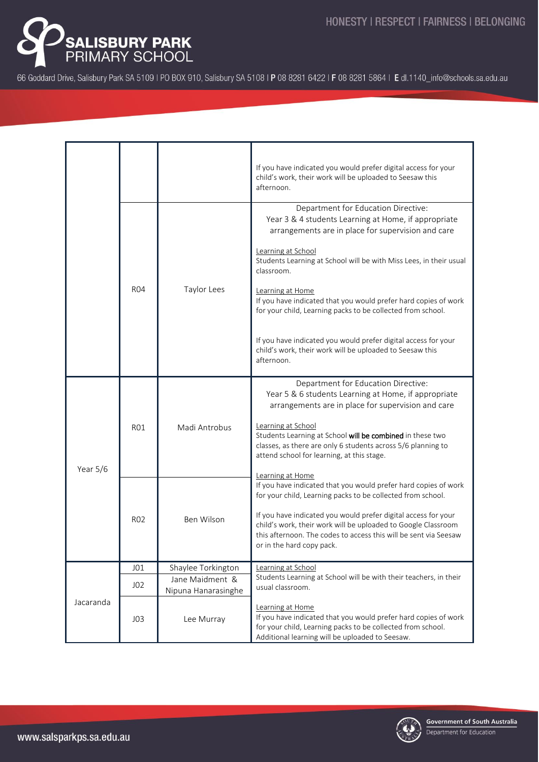| | | | |
|---|---|---|---|
| | | | If you have indicated you would prefer digital access for your child's work, their work will be uploaded to Seesaw this afternoon. |
| | R04 | Taylor Lees | Department for Education Directive:<br>Year 3 & 4 students Learning at Home, if appropriate arrangements are in place for supervision and care<br><br>Learning at School<br>Students Learning at School will be with Miss Lees, in their usual classroom.<br><br>Learning at Home<br>If you have indicated that you would prefer hard copies of work for your child, Learning packs to be collected from school.<br><br>If you have indicated you would prefer digital access for your child's work, their work will be uploaded to Seesaw this afternoon. |
| Year 5/6 | R01 | Madi Antrobus | Department for Education Directive:<br>Year 5 & 6 students Learning at Home, if appropriate arrangements are in place for supervision and care<br><br>Learning at School<br>Students Learning at School **will be combined** in these two classes, as there are only 6 students across 5/6 planning to attend school for learning, at this stage.<br><br>Learning at Home<br>If you have indicated that you would prefer hard copies of work for your child, Learning packs to be collected from school.<br><br>If you have indicated you would prefer digital access for your child's work, their work will be uploaded to Google Classroom this afternoon. The codes to access this will be sent via Seesaw or in the hard copy pack. |
| | R02 | Ben Wilson | |
| Jacaranda | J01 | Shaylee Torkington | Learning at School<br>Students Learning at School will be with their teachers, in their usual classroom.<br><br>Learning at Home<br>If you have indicated that you would prefer hard copies of work for your child, Learning packs to be collected from school. Additional learning will be uploaded to Seesaw. |
| | J02 | Jane Maidment & Nipuna Hanarasinghe | |
| | J03 | Lee Murray | |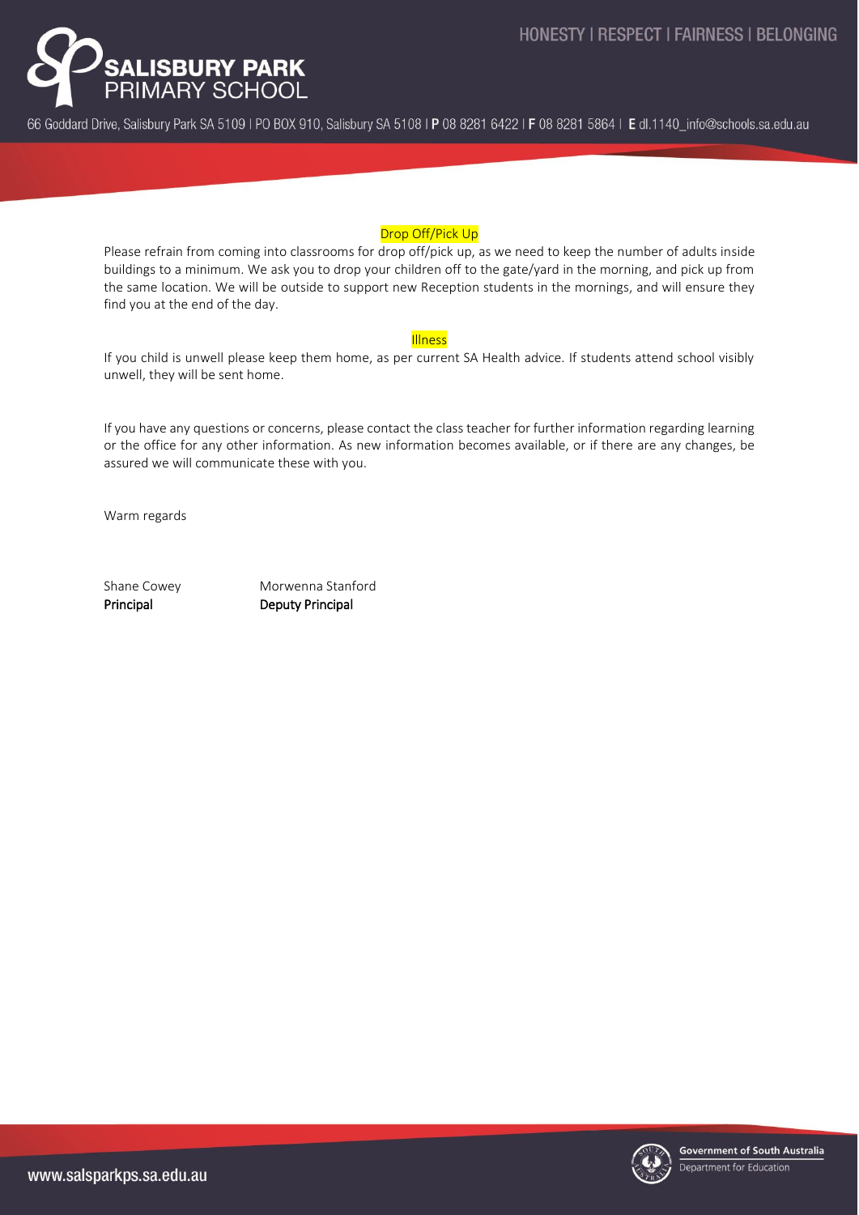## Drop Off/Pick Up

Please refrain from coming into classrooms for drop off/pick up, as we need to keep the number of adults inside buildings to a minimum. We ask you to drop your children off to the gate/yard in the morning, and pick up from the same location. We will be outside to support new Reception students in the mornings, and will ensure they find you at the end of the day.

## Illness

If you child is unwell please keep them home, as per current SA Health advice. If students attend school visibly unwell, they will be sent home.

If you have any questions or concerns, please contact the class teacher for further information regarding learning or the office for any other information. As new information becomes available, or if there are any changes, be assured we will communicate these with you.

Warm regards

| | |
|---|---|
| Shane Cowey | Morwenna Stanford |
| **Principal** | **Deputy Principal** |